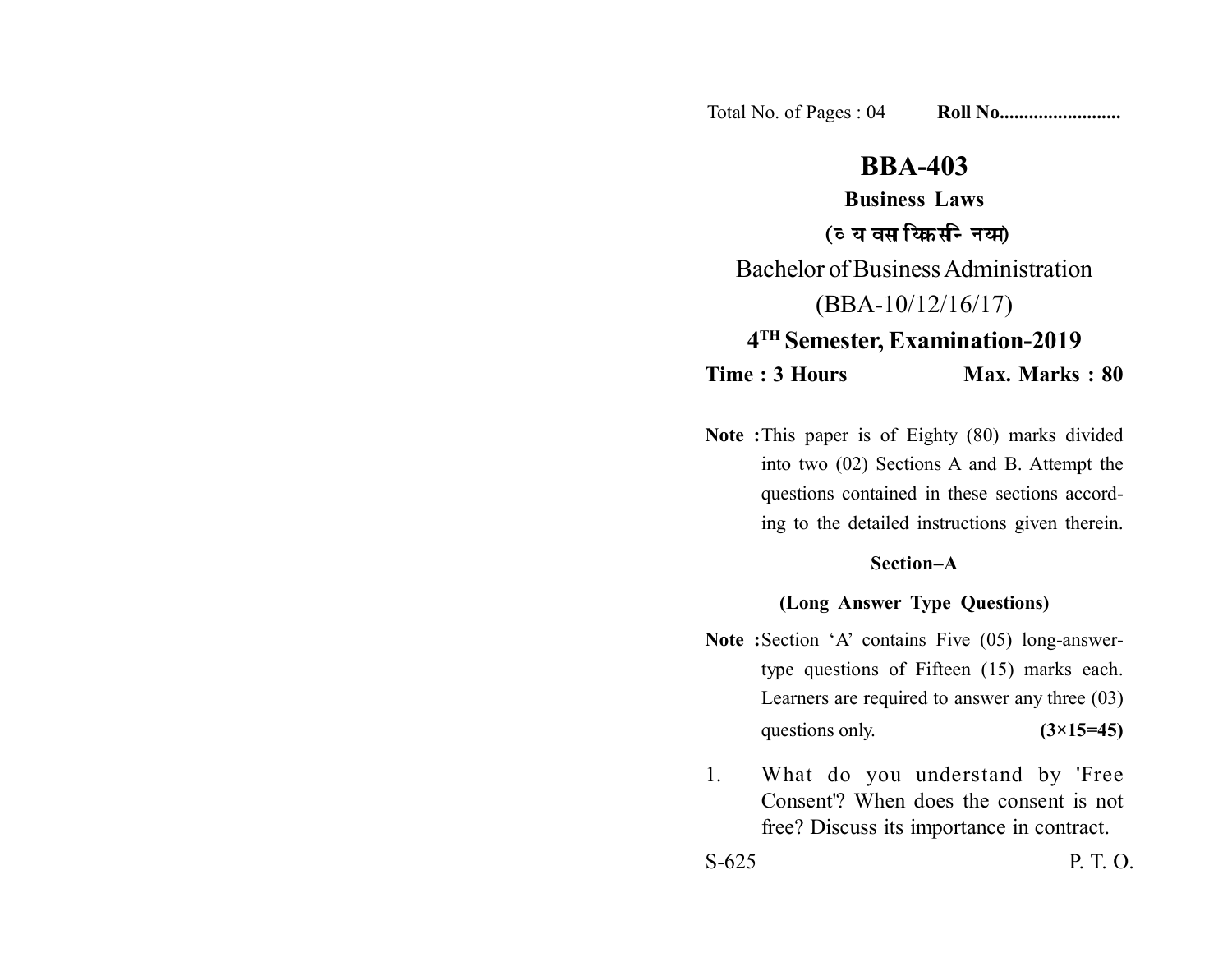Total No. of Pages : 04 **Roll No.........................**

# BBA-403

## Business Laws

**(व्यावसायिक सन्नियम)**

Bachelor of Business Administration

(BBA-10/12/16/17)

**4TH Semester, Examination-2019**

**Time : 3 Hours** **Max. Marks : 80**

**Note :** This paper is of Eighty (80) marks divided into two (02) Sections A and B. Attempt the questions contained in these sections according to the detailed instructions given therein.

### Section–A

**(Long Answer Type Questions)**

**Note :** Section 'A' contains Five (05) long-answer-type questions of Fifteen (15) marks each. Learners are required to answer any three (03) questions only. **(3×15=45)**

1. What do you understand by 'Free Consent'? When does the consent is not free? Discuss its importance in contract.

S-625 P. T. O.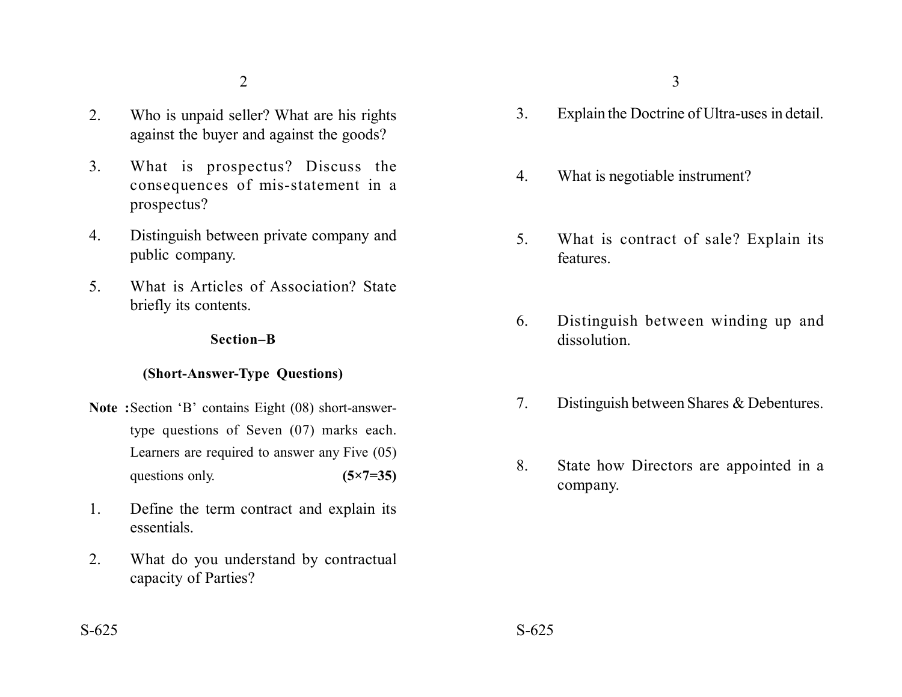2. Who is unpaid seller? What are his rights against the buyer and against the goods?

3. What is prospectus? Discuss the consequences of mis-statement in a prospectus?

4. Distinguish between private company and public company.

5. What is Articles of Association? State briefly its contents.

## Section–B

### (Short-Answer-Type Questions)

**Note :** Section 'B' contains Eight (08) short-answer-type questions of Seven (07) marks each. Learners are required to answer any Five (05) questions only. **(5×7=35)**

1. Define the term contract and explain its essentials.

2. What do you understand by contractual capacity of Parties?

3. Explain the Doctrine of Ultra-uses in detail.

4. What is negotiable instrument?

5. What is contract of sale? Explain its features.

6. Distinguish between winding up and dissolution.

7. Distinguish between Shares & Debentures.

8. State how Directors are appointed in a company.